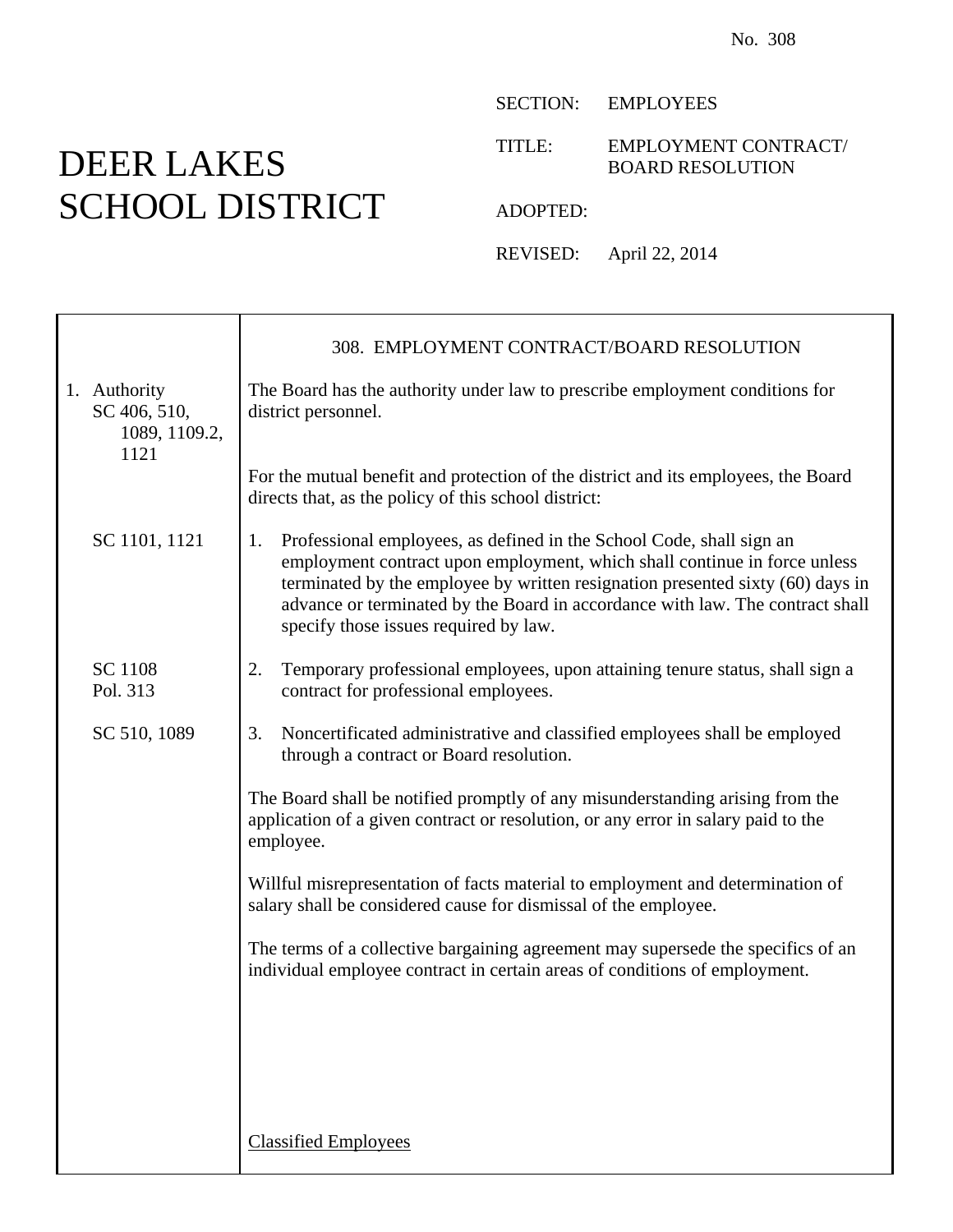No. 308

# DEER LAKES SCHOOL DISTRICT

SECTION: EMPLOYEES

TITLE: EMPLOYMENT CONTRACT/ BOARD RESOLUTION

ADOPTED:

REVISED: April 22, 2014

## 308. EMPLOYMENT CONTRACT/BOARD RESOLUTION

**1. Authority**

SC 406, 510, 1089, 1109.2, 1121

The Board has the authority under law to prescribe employment conditions for district personnel.

For the mutual benefit and protection of the district and its employees, the Board directs that, as the policy of this school district:

SC 1101, 1121

1. Professional employees, as defined in the School Code, shall sign an employment contract upon employment, which shall continue in force unless terminated by the employee by written resignation presented sixty (60) days in advance or terminated by the Board in accordance with law. The contract shall specify those issues required by law.

SC 1108
Pol. 313

2. Temporary professional employees, upon attaining tenure status, shall sign a contract for professional employees.

SC 510, 1089

3. Noncertificated administrative and classified employees shall be employed through a contract or Board resolution.

The Board shall be notified promptly of any misunderstanding arising from the application of a given contract or resolution, or any error in salary paid to the employee.

Willful misrepresentation of facts material to employment and determination of salary shall be considered cause for dismissal of the employee.

The terms of a collective bargaining agreement may supersede the specifics of an individual employee contract in certain areas of conditions of employment.

Classified Employees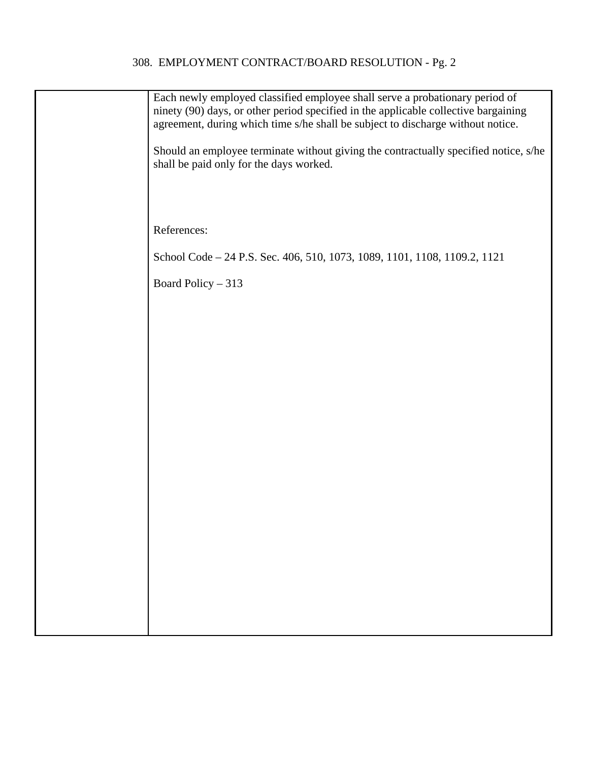Each newly employed classified employee shall serve a probationary period of ninety (90) days, or other period specified in the applicable collective bargaining agreement, during which time s/he shall be subject to discharge without notice.

Should an employee terminate without giving the contractually specified notice, s/he shall be paid only for the days worked.

References:

School Code – 24 P.S. Sec. 406, 510, 1073, 1089, 1101, 1108, 1109.2, 1121

Board Policy – 313